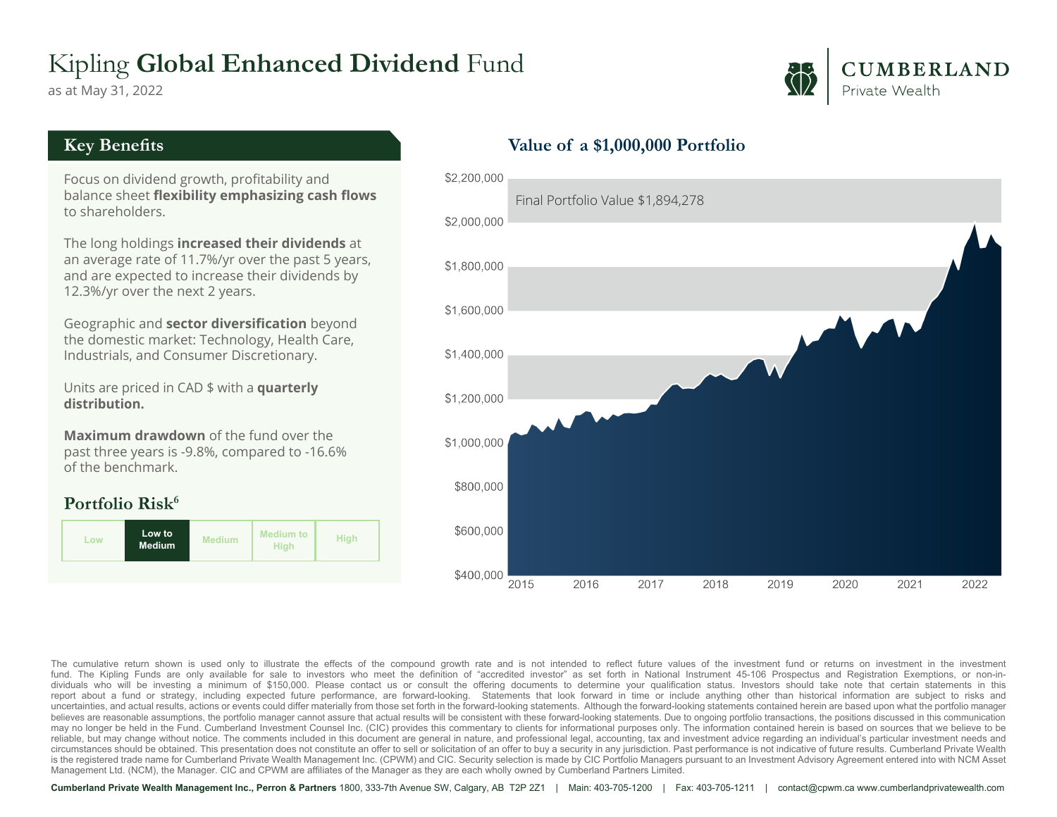# Kipling **Global Enhanced Dividend** Fund

as at May 31, 2022

CUMBERLAND
Private Wealth

## Key Benefits

Focus on dividend growth, profitability and balance sheet **flexibility emphasizing cash flows** to shareholders.

The long holdings **increased their dividends** at an average rate of 11.7%/yr over the past 5 years, and are expected to increase their dividends by 12.3%/yr over the next 2 years.

Geographic and **sector diversification** beyond the domestic market: Technology, Health Care, Industrials, and Consumer Discretionary.

Units are priced in CAD $ with a **quarterly distribution.**

**Maximum drawdown** of the fund over the past three years is -9.8%, compared to -16.6% of the benchmark.

### Portfolio Risk[6]

| Low | **Low to Medium** | Medium | Medium to High | High |
|---|---|---|---|---|

## Value of a $1,000,000 Portfolio

Final Portfolio Value $1,894,278

The cumulative return shown is used only to illustrate the effects of the compound growth rate and is not intended to reflect future values of the investment fund or returns on investment in the investment fund. The Kipling Funds are only available for sale to investors who meet the definition of "accredited investor" as set forth in National Instrument 45-106 Prospectus and Registration Exemptions, or non-individuals who will be investing a minimum of $150,000. Please contact us or consult the offering documents to determine your qualification status. Investors should take note that certain statements in this report about a fund or strategy, including expected future performance, are forward-looking. Statements that look forward in time or include anything other than historical information are subject to risks and uncertainties, and actual results, actions or events could differ materially from those set forth in the forward-looking statements. Although the forward-looking statements contained herein are based upon what the portfolio manager believes are reasonable assumptions, the portfolio manager cannot assure that actual results will be consistent with these forward-looking statements. Due to ongoing portfolio transactions, the positions discussed in this communication may no longer be held in the Fund. Cumberland Investment Counsel Inc. (CIC) provides this commentary to clients for informational purposes only. The information contained herein is based on sources that we believe to be reliable, but may change without notice. The comments included in this document are general in nature, and professional legal, accounting, tax and investment advice regarding an individual's particular investment needs and circumstances should be obtained. This presentation does not constitute an offer to sell or solicitation of an offer to buy a security in any jurisdiction. Past performance is not indicative of future results. Cumberland Private Wealth is the registered trade name for Cumberland Private Wealth Management Inc. (CPWM) and CIC. Security selection is made by CIC Portfolio Managers pursuant to an Investment Advisory Agreement entered into with NCM Asset Management Ltd. (NCM), the Manager. CIC and CPWM are affiliates of the Manager as they are each wholly owned by Cumberland Partners Limited.

**Cumberland Private Wealth Management Inc., Perron & Partners** 1800, 333-7th Avenue SW, Calgary, AB T2P 2Z1 | Main: 403-705-1200 | Fax: 403-705-1211 | contact@cpwm.ca www.cumberlandprivatewealth.com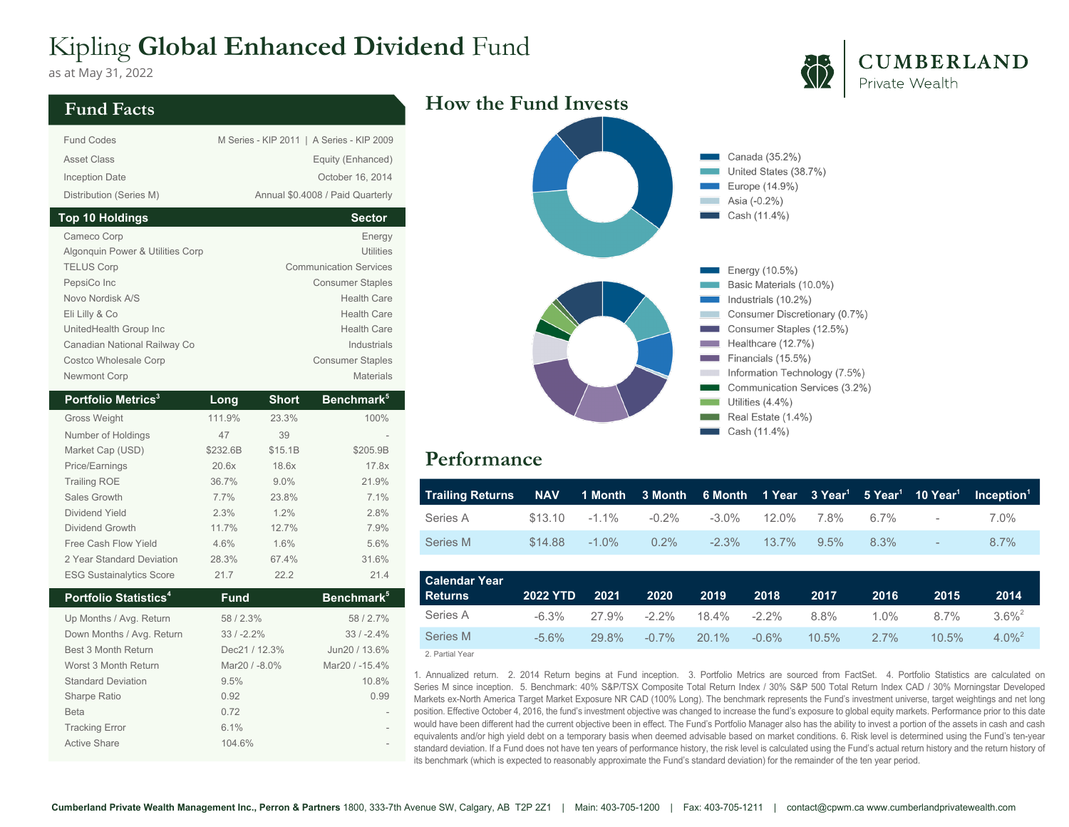# Kipling **Global Enhanced Dividend** Fund

as at May 31, 2022

CUMBERLAND
Private Wealth

## Fund Facts

| | |
|---|---|
| Fund Codes | M Series - KIP 2011 \| A Series - KIP 2009 |
| Asset Class | Equity (Enhanced) |
| Inception Date | October 16, 2014 |
| Distribution (Series M) | Annual $0.4008 / Paid Quarterly |

| Top 10 Holdings | Sector |
|---|---|
| Cameco Corp | Energy |
| Algonquin Power & Utilities Corp | Utilities |
| TELUS Corp | Communication Services |
| PepsiCo Inc | Consumer Staples |
| Novo Nordisk A/S | Health Care |
| Eli Lilly & Co | Health Care |
| UnitedHealth Group Inc | Health Care |
| Canadian National Railway Co | Industrials |
| Costco Wholesale Corp | Consumer Staples |
| Newmont Corp | Materials |

| Portfolio Metrics[3] | Long | Short | Benchmark[5] |
|---|---|---|---|
| Gross Weight | 111.9% | 23.3% | 100% |
| Number of Holdings | 47 | 39 | - |
| Market Cap (USD) | $232.6B | $15.1B | $205.9B |
| Price/Earnings | 20.6x | 18.6x | 17.8x |
| Trailing ROE | 36.7% | 9.0% | 21.9% |
| Sales Growth | 7.7% | 23.8% | 7.1% |
| Dividend Yield | 2.3% | 1.2% | 2.8% |
| Dividend Growth | 11.7% | 12.7% | 7.9% |
| Free Cash Flow Yield | 4.6% | 1.6% | 5.6% |
| 2 Year Standard Deviation | 28.3% | 67.4% | 31.6% |
| ESG Sustainalytics Score | 21.7 | 22.2 | 21.4 |

| Portfolio Statistics[4] | Fund | Benchmark[5] |
|---|---|---|
| Up Months / Avg. Return | 58 / 2.3% | 58 / 2.7% |
| Down Months / Avg. Return | 33 / -2.2% | 33 / -2.4% |
| Best 3 Month Return | Dec21 / 12.3% | Jun20 / 13.6% |
| Worst 3 Month Return | Mar20 / -8.0% | Mar20 / -15.4% |
| Standard Deviation | 9.5% | 10.8% |
| Sharpe Ratio | 0.92 | 0.99 |
| Beta | 0.72 | - |
| Tracking Error | 6.1% | - |
| Active Share | 104.6% | - |

## How the Fund Invests

Canada (35.2%)
United States (38.7%)
Europe (14.9%)
Asia (-0.2%)
Cash (11.4%)

Energy (10.5%)
Basic Materials (10.0%)
Industrials (10.2%)
Consumer Discretionary (0.7%)
Consumer Staples (12.5%)
Healthcare (12.7%)
Financials (15.5%)
Information Technology (7.5%)
Communication Services (3.2%)
Utilities (4.4%)
Real Estate (1.4%)
Cash (11.4%)

## Performance

| Trailing Returns | NAV | 1 Month | 3 Month | 6 Month | 1 Year | 3 Year[1] | 5 Year[1] | 10 Year[1] | Inception[1] |
|---|---|---|---|---|---|---|---|---|---|
| Series A | $13.10 | -1.1% | -0.2% | -3.0% | 12.0% | 7.8% | 6.7% | - | 7.0% |
| Series M | $14.88 | -1.0% | 0.2% | -2.3% | 13.7% | 9.5% | 8.3% | - | 8.7% |

| Calendar Year Returns | 2022 YTD | 2021 | 2020 | 2019 | 2018 | 2017 | 2016 | 2015 | 2014 |
|---|---|---|---|---|---|---|---|---|---|
| Series A | -6.3% | 27.9% | -2.2% | 18.4% | -2.2% | 8.8% | 1.0% | 8.7% | 3.6%[2] |
| Series M | -5.6% | 29.8% | -0.7% | 20.1% | -0.6% | 10.5% | 2.7% | 10.5% | 4.0%[2] |

2. Partial Year

1. Annualized return. 2. 2014 Return begins at Fund inception. 3. Portfolio Metrics are sourced from FactSet. 4. Portfolio Statistics are calculated on Series M since inception. 5. Benchmark: 40% S&P/TSX Composite Total Return Index / 30% S&P 500 Total Return Index CAD / 30% Morningstar Developed Markets ex-North America Target Market Exposure NR CAD (100% Long). The benchmark represents the Fund's investment universe, target weightings and net long position. Effective October 4, 2016, the fund's investment objective was changed to increase the fund's exposure to global equity markets. Performance prior to this date would have been different had the current objective been in effect. The Fund's Portfolio Manager also has the ability to invest a portion of the assets in cash and cash equivalents and/or high yield debt on a temporary basis when deemed advisable based on market conditions. 6. Risk level is determined using the Fund's ten-year standard deviation. If a Fund does not have ten years of performance history, the risk level is calculated using the Fund's actual return history and the return history of its benchmark (which is expected to reasonably approximate the Fund's standard deviation) for the remainder of the ten year period.

**Cumberland Private Wealth Management Inc., Perron & Partners** 1800, 333-7th Avenue SW, Calgary, AB T2P 2Z1 | Main: 403-705-1200 | Fax: 403-705-1211 | contact@cpwm.ca www.cumberlandprivatewealth.com